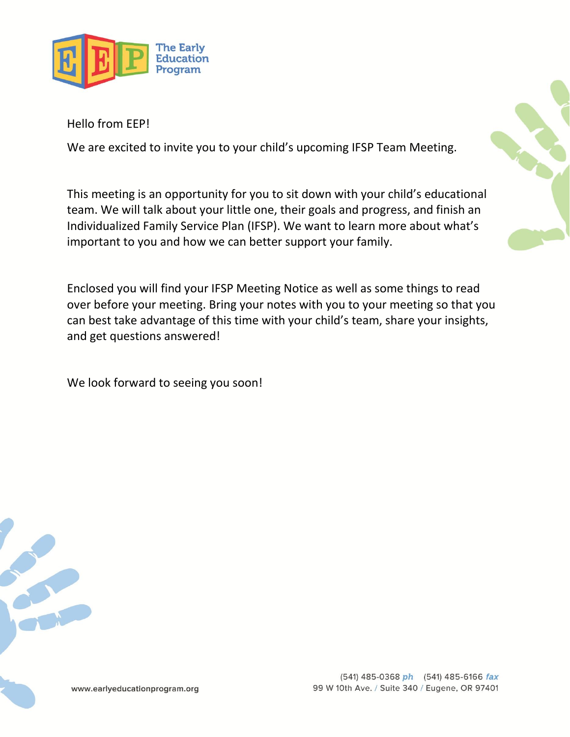The Early Education Program

Hello from EEP!

We are excited to invite you to your child's upcoming IFSP Team Meeting.

This meeting is an opportunity for you to sit down with your child's educational team. We will talk about your little one, their goals and progress, and finish an Individualized Family Service Plan (IFSP). We want to learn more about what's important to you and how we can better support your family.

Enclosed you will find your IFSP Meeting Notice as well as some things to read over before your meeting. Bring your notes with you to your meeting so that you can best take advantage of this time with your child's team, share your insights, and get questions answered!

We look forward to seeing you soon!

www.earlyeducationprogram.org

(541) 485-0368 *ph* (541) 485-6166 *fax*
99 W 10th Ave. / Suite 340 / Eugene, OR 97401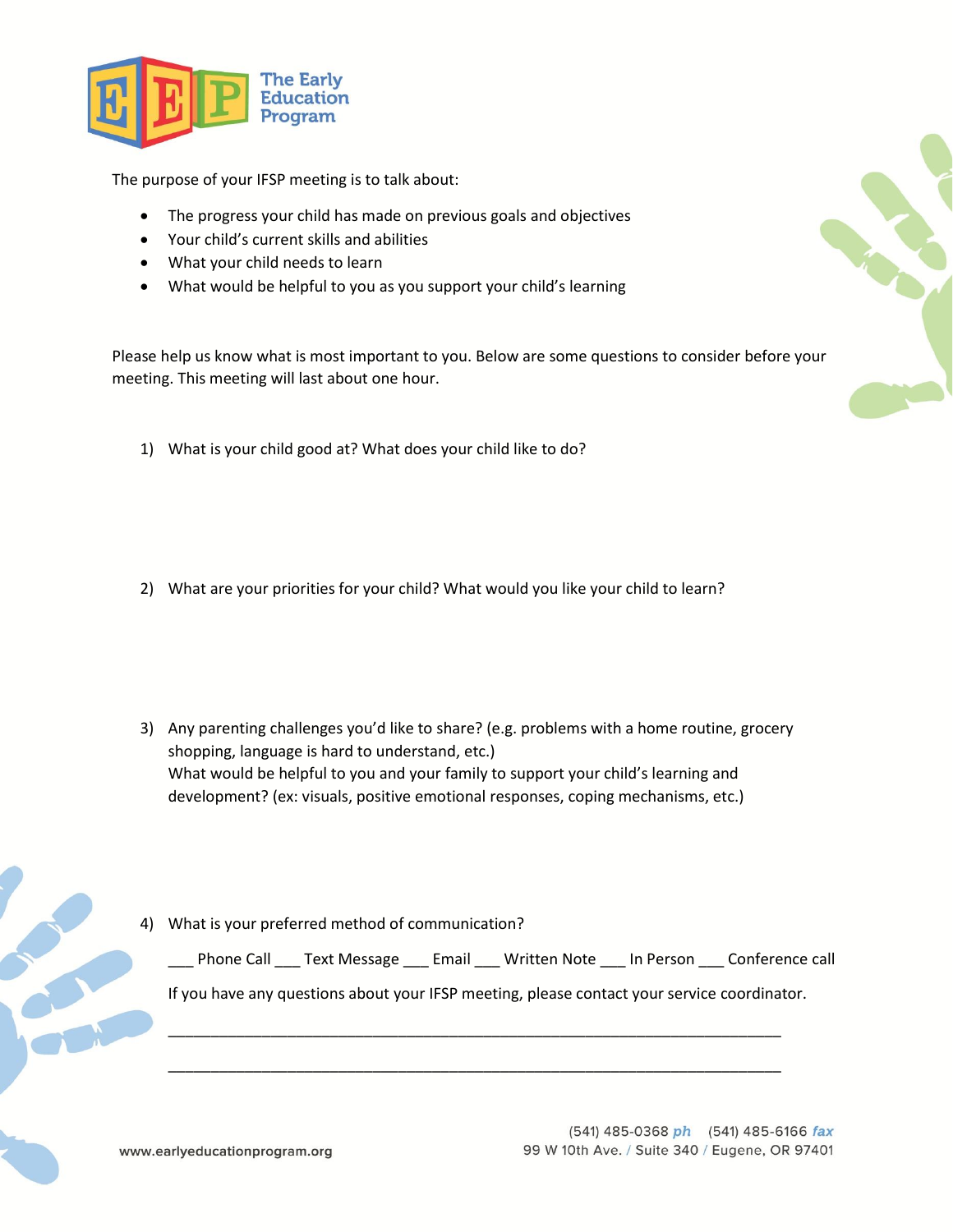The Early Education Program

The purpose of your IFSP meeting is to talk about:

- The progress your child has made on previous goals and objectives
- Your child's current skills and abilities
- What your child needs to learn
- What would be helpful to you as you support your child's learning

Please help us know what is most important to you. Below are some questions to consider before your meeting. This meeting will last about one hour.

1) What is your child good at? What does your child like to do?

2) What are your priorities for your child? What would you like your child to learn?

3) Any parenting challenges you'd like to share? (e.g. problems with a home routine, grocery shopping, language is hard to understand, etc.)
   What would be helpful to you and your family to support your child's learning and development? (ex: visuals, positive emotional responses, coping mechanisms, etc.)

4) What is your preferred method of communication?

   ___ Phone Call ___ Text Message ___ Email ___ Written Note ___ In Person ___ Conference call

   If you have any questions about your IFSP meeting, please contact your service coordinator.

   ___________________________________________________________________________

   ___________________________________________________________________________

www.earlyeducationprogram.org

(541) 485-0368 *ph* (541) 485-6166 *fax*
99 W 10th Ave. / Suite 340 / Eugene, OR 97401